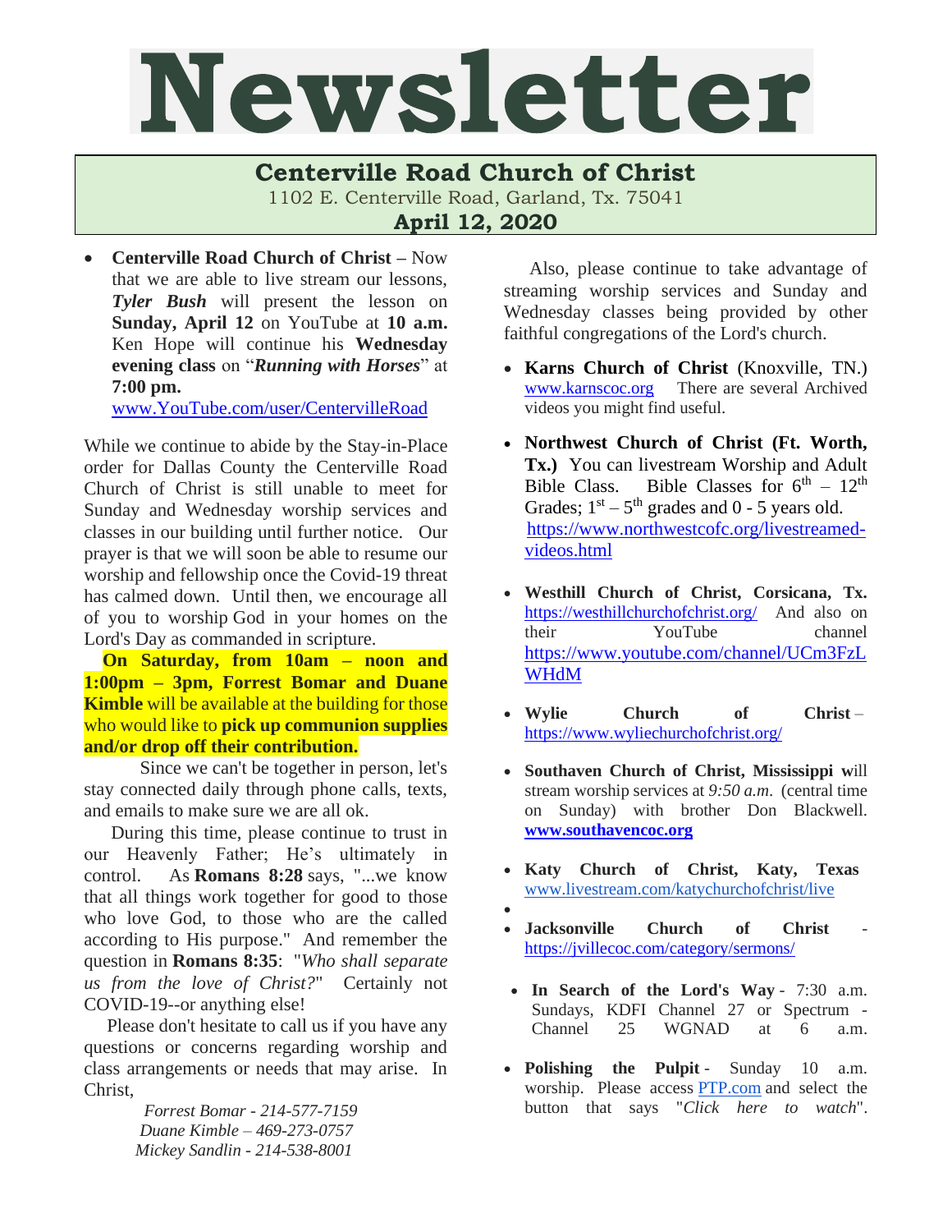# Newsletter

## Centerville Road Church of Christ

1102 E. Centerville Road, Garland, Tx. 75041

**April 12, 2020**

- **Centerville Road Church of Christ –** Now that we are able to live stream our lessons, ***Tyler Bush*** will present the lesson on **Sunday, April 12** on YouTube at **10 a.m.** Ken Hope will continue his **Wednesday evening class** on "***Running with Horses***" at **7:00 pm.**
  www.YouTube.com/user/CentervilleRoad

While we continue to abide by the Stay-in-Place order for Dallas County the Centerville Road Church of Christ is still unable to meet for Sunday and Wednesday worship services and classes in our building until further notice. Our prayer is that we will soon be able to resume our worship and fellowship once the Covid-19 threat has calmed down. Until then, we encourage all of you to worship God in your homes on the Lord's Day as commanded in scripture.

**On Saturday, from 10am – noon and 1:00pm – 3pm, Forrest Bomar and Duane Kimble** will be available at the building for those who would like to **pick up communion supplies and/or drop off their contribution.**

Since we can't be together in person, let's stay connected daily through phone calls, texts, and emails to make sure we are all ok.

During this time, please continue to trust in our Heavenly Father; He's ultimately in control. As **Romans 8:28** says, "...we know that all things work together for good to those who love God, to those who are the called according to His purpose." And remember the question in **Romans 8:35**: "*Who shall separate us from the love of Christ?*" Certainly not COVID-19--or anything else!

Please don't hesitate to call us if you have any questions or concerns regarding worship and class arrangements or needs that may arise. In Christ,

*Forrest Bomar - 214-577-7159*
*Duane Kimble – 469-273-0757*
*Mickey Sandlin - 214-538-8001*

Also, please continue to take advantage of streaming worship services and Sunday and Wednesday classes being provided by other faithful congregations of the Lord's church.

- **Karns Church of Christ** (Knoxville, TN.) www.karnscoc.org There are several Archived videos you might find useful.
- **Northwest Church of Christ (Ft. Worth, Tx.)** You can livestream Worship and Adult Bible Class. Bible Classes for 6th – 12th Grades; 1st – 5th grades and 0 - 5 years old. https://www.northwestcofc.org/livestreamed-videos.html
- **Westhill Church of Christ, Corsicana, Tx.** https://westhillchurchofchrist.org/ And also on their YouTube channel https://www.youtube.com/channel/UCm3FzLWHdM
- **Wylie Church of Christ** – https://www.wyliechurchofchrist.org/
- **Southaven Church of Christ, Mississippi** will stream worship services at *9:50 a.m.* (central time on Sunday) with brother Don Blackwell. **www.southavencoc.org**
- **Katy Church of Christ, Katy, Texas** www.livestream.com/katychurchofchrist/live
- 
- **Jacksonville Church of Christ** - https://jvillecoc.com/category/sermons/
- **In Search of the Lord's Way** - 7:30 a.m. Sundays, KDFI Channel 27 or Spectrum - Channel 25 WGNAD at 6 a.m.
- **Polishing the Pulpit** - Sunday 10 a.m. worship. Please access PTP.com and select the button that says "*Click here to watch*".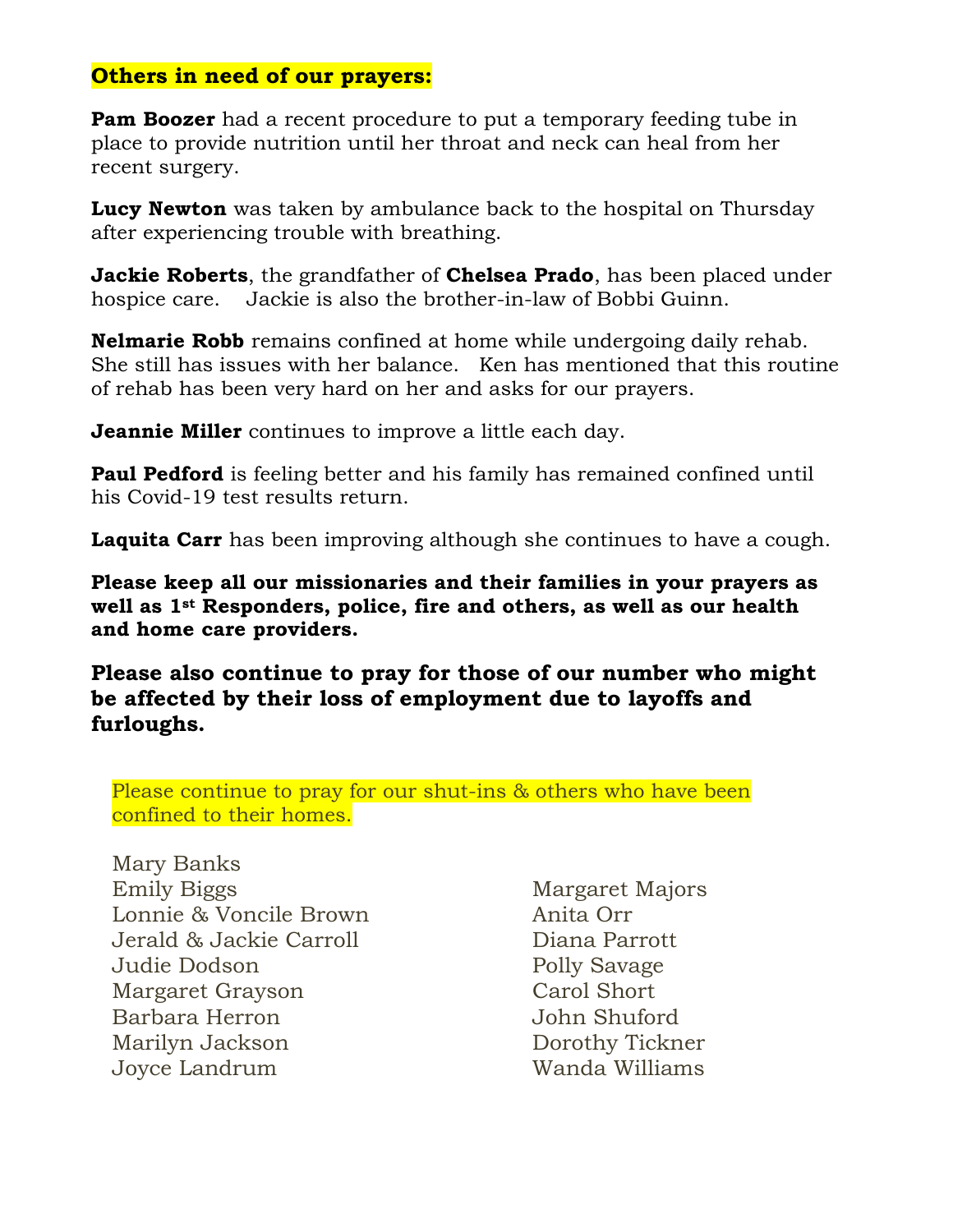**Others in need of our prayers:**

**Pam Boozer** had a recent procedure to put a temporary feeding tube in place to provide nutrition until her throat and neck can heal from her recent surgery.

**Lucy Newton** was taken by ambulance back to the hospital on Thursday after experiencing trouble with breathing.

**Jackie Roberts**, the grandfather of **Chelsea Prado**, has been placed under hospice care. Jackie is also the brother-in-law of Bobbi Guinn.

**Nelmarie Robb** remains confined at home while undergoing daily rehab. She still has issues with her balance. Ken has mentioned that this routine of rehab has been very hard on her and asks for our prayers.

**Jeannie Miller** continues to improve a little each day.

**Paul Pedford** is feeling better and his family has remained confined until his Covid-19 test results return.

**Laquita Carr** has been improving although she continues to have a cough.

**Please keep all our missionaries and their families in your prayers as well as 1st Responders, police, fire and others, as well as our health and home care providers.**

**Please also continue to pray for those of our number who might be affected by their loss of employment due to layoffs and furloughs.**

Please continue to pray for our shut-ins & others who have been confined to their homes.

Mary Banks
Emily Biggs
Lonnie & Voncile Brown
Jerald & Jackie Carroll
Judie Dodson
Margaret Grayson
Barbara Herron
Marilyn Jackson
Joyce Landrum
Margaret Majors
Anita Orr
Diana Parrott
Polly Savage
Carol Short
John Shuford
Dorothy Tickner
Wanda Williams